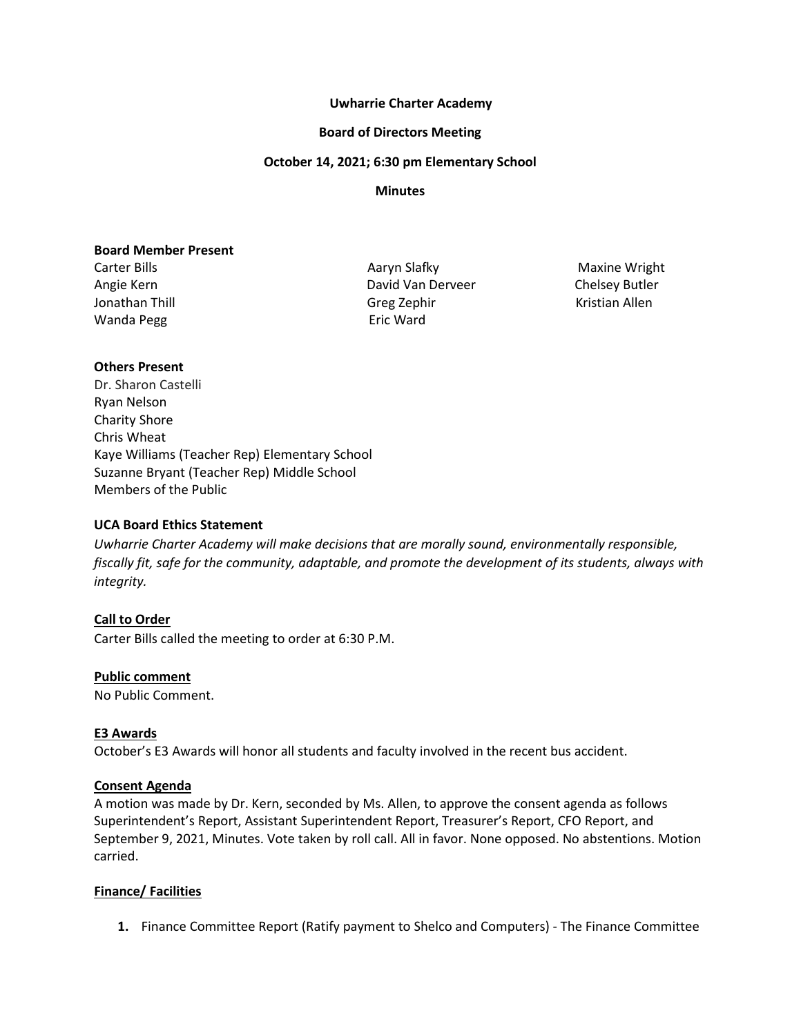**Uwharrie Charter Academy**

**Board of Directors Meeting**

**October 14, 2021; 6:30 pm Elementary School**

**Minutes**

**Board Member Present**

Carter Bills
Angie Kern
Jonathan Thill
Wanda Pegg
Aaryn Slafky
David Van Derveer
Greg Zephir
Eric Ward
Maxine Wright
Chelsey Butler
Kristian Allen

**Others Present**

Dr. Sharon Castelli
Ryan Nelson
Charity Shore
Chris Wheat
Kaye Williams (Teacher Rep) Elementary School
Suzanne Bryant (Teacher Rep) Middle School
Members of the Public

**UCA Board Ethics Statement**

*Uwharrie Charter Academy will make decisions that are morally sound, environmentally responsible, fiscally fit, safe for the community, adaptable, and promote the development of its students, always with integrity.*

**Call to Order**

Carter Bills called the meeting to order at 6:30 P.M.

**Public comment**

No Public Comment.

**E3 Awards**

October's E3 Awards will honor all students and faculty involved in the recent bus accident.

**Consent Agenda**

A motion was made by Dr. Kern, seconded by Ms. Allen, to approve the consent agenda as follows Superintendent's Report, Assistant Superintendent Report, Treasurer's Report, CFO Report, and September 9, 2021, Minutes. Vote taken by roll call. All in favor. None opposed. No abstentions. Motion carried.

**Finance/ Facilities**

1. Finance Committee Report (Ratify payment to Shelco and Computers) - The Finance Committee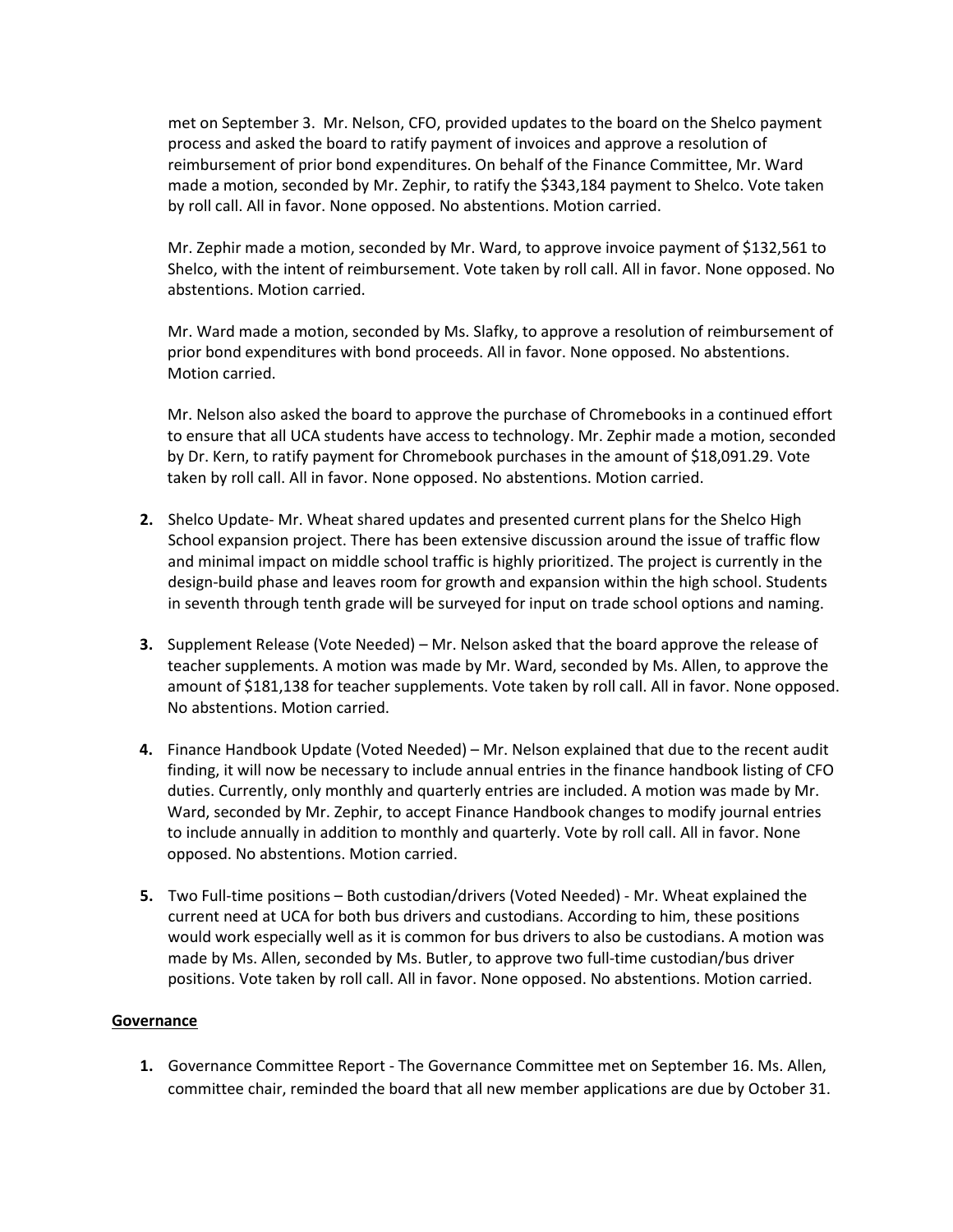met on September 3. Mr. Nelson, CFO, provided updates to the board on the Shelco payment process and asked the board to ratify payment of invoices and approve a resolution of reimbursement of prior bond expenditures. On behalf of the Finance Committee, Mr. Ward made a motion, seconded by Mr. Zephir, to ratify the $343,184 payment to Shelco. Vote taken by roll call. All in favor. None opposed. No abstentions. Motion carried.

Mr. Zephir made a motion, seconded by Mr. Ward, to approve invoice payment of $132,561 to Shelco, with the intent of reimbursement. Vote taken by roll call. All in favor. None opposed. No abstentions. Motion carried.

Mr. Ward made a motion, seconded by Ms. Slafky, to approve a resolution of reimbursement of prior bond expenditures with bond proceeds. All in favor. None opposed. No abstentions. Motion carried.

Mr. Nelson also asked the board to approve the purchase of Chromebooks in a continued effort to ensure that all UCA students have access to technology. Mr. Zephir made a motion, seconded by Dr. Kern, to ratify payment for Chromebook purchases in the amount of $18,091.29. Vote taken by roll call. All in favor. None opposed. No abstentions. Motion carried.

2. Shelco Update- Mr. Wheat shared updates and presented current plans for the Shelco High School expansion project. There has been extensive discussion around the issue of traffic flow and minimal impact on middle school traffic is highly prioritized. The project is currently in the design-build phase and leaves room for growth and expansion within the high school. Students in seventh through tenth grade will be surveyed for input on trade school options and naming.

3. Supplement Release (Vote Needed) – Mr. Nelson asked that the board approve the release of teacher supplements. A motion was made by Mr. Ward, seconded by Ms. Allen, to approve the amount of $181,138 for teacher supplements. Vote taken by roll call. All in favor. None opposed. No abstentions. Motion carried.

4. Finance Handbook Update (Voted Needed) – Mr. Nelson explained that due to the recent audit finding, it will now be necessary to include annual entries in the finance handbook listing of CFO duties. Currently, only monthly and quarterly entries are included. A motion was made by Mr. Ward, seconded by Mr. Zephir, to accept Finance Handbook changes to modify journal entries to include annually in addition to monthly and quarterly. Vote by roll call. All in favor. None opposed. No abstentions. Motion carried.

5. Two Full-time positions – Both custodian/drivers (Voted Needed) - Mr. Wheat explained the current need at UCA for both bus drivers and custodians. According to him, these positions would work especially well as it is common for bus drivers to also be custodians. A motion was made by Ms. Allen, seconded by Ms. Butler, to approve two full-time custodian/bus driver positions. Vote taken by roll call. All in favor. None opposed. No abstentions. Motion carried.

**Governance**

1. Governance Committee Report - The Governance Committee met on September 16. Ms. Allen, committee chair, reminded the board that all new member applications are due by October 31.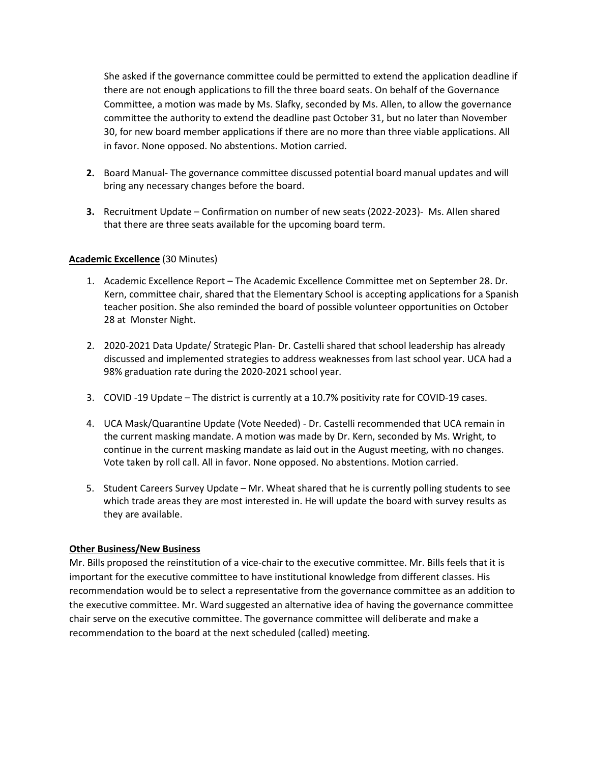She asked if the governance committee could be permitted to extend the application deadline if there are not enough applications to fill the three board seats. On behalf of the Governance Committee, a motion was made by Ms. Slafky, seconded by Ms. Allen, to allow the governance committee the authority to extend the deadline past October 31, but no later than November 30, for new board member applications if there are no more than three viable applications. All in favor. None opposed. No abstentions. Motion carried.

2. Board Manual- The governance committee discussed potential board manual updates and will bring any necessary changes before the board.

3. Recruitment Update – Confirmation on number of new seats (2022-2023)- Ms. Allen shared that there are three seats available for the upcoming board term.

**Academic Excellence** (30 Minutes)

1. Academic Excellence Report – The Academic Excellence Committee met on September 28. Dr. Kern, committee chair, shared that the Elementary School is accepting applications for a Spanish teacher position. She also reminded the board of possible volunteer opportunities on October 28 at Monster Night.

2. 2020-2021 Data Update/ Strategic Plan- Dr. Castelli shared that school leadership has already discussed and implemented strategies to address weaknesses from last school year. UCA had a 98% graduation rate during the 2020-2021 school year.

3. COVID -19 Update – The district is currently at a 10.7% positivity rate for COVID-19 cases.

4. UCA Mask/Quarantine Update (Vote Needed) - Dr. Castelli recommended that UCA remain in the current masking mandate. A motion was made by Dr. Kern, seconded by Ms. Wright, to continue in the current masking mandate as laid out in the August meeting, with no changes. Vote taken by roll call. All in favor. None opposed. No abstentions. Motion carried.

5. Student Careers Survey Update – Mr. Wheat shared that he is currently polling students to see which trade areas they are most interested in. He will update the board with survey results as they are available.

**Other Business/New Business**

Mr. Bills proposed the reinstitution of a vice-chair to the executive committee. Mr. Bills feels that it is important for the executive committee to have institutional knowledge from different classes. His recommendation would be to select a representative from the governance committee as an addition to the executive committee. Mr. Ward suggested an alternative idea of having the governance committee chair serve on the executive committee. The governance committee will deliberate and make a recommendation to the board at the next scheduled (called) meeting.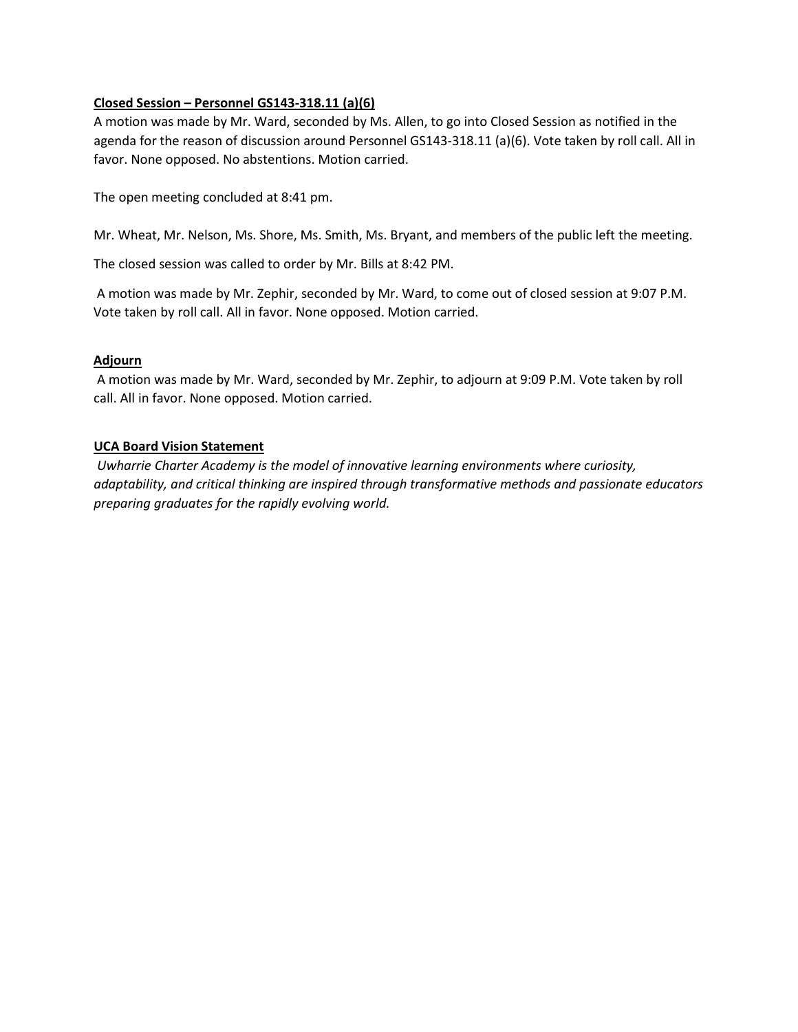**Closed Session – Personnel GS143-318.11 (a)(6)**

A motion was made by Mr. Ward, seconded by Ms. Allen, to go into Closed Session as notified in the agenda for the reason of discussion around Personnel GS143-318.11 (a)(6). Vote taken by roll call. All in favor. None opposed. No abstentions. Motion carried.

The open meeting concluded at 8:41 pm.

Mr. Wheat, Mr. Nelson, Ms. Shore, Ms. Smith, Ms. Bryant, and members of the public left the meeting.

The closed session was called to order by Mr. Bills at 8:42 PM.

A motion was made by Mr. Zephir, seconded by Mr. Ward, to come out of closed session at 9:07 P.M. Vote taken by roll call. All in favor. None opposed. Motion carried.

**Adjourn**

A motion was made by Mr. Ward, seconded by Mr. Zephir, to adjourn at 9:09 P.M. Vote taken by roll call. All in favor. None opposed. Motion carried.

**UCA Board Vision Statement**

*Uwharrie Charter Academy is the model of innovative learning environments where curiosity, adaptability, and critical thinking are inspired through transformative methods and passionate educators preparing graduates for the rapidly evolving world.*